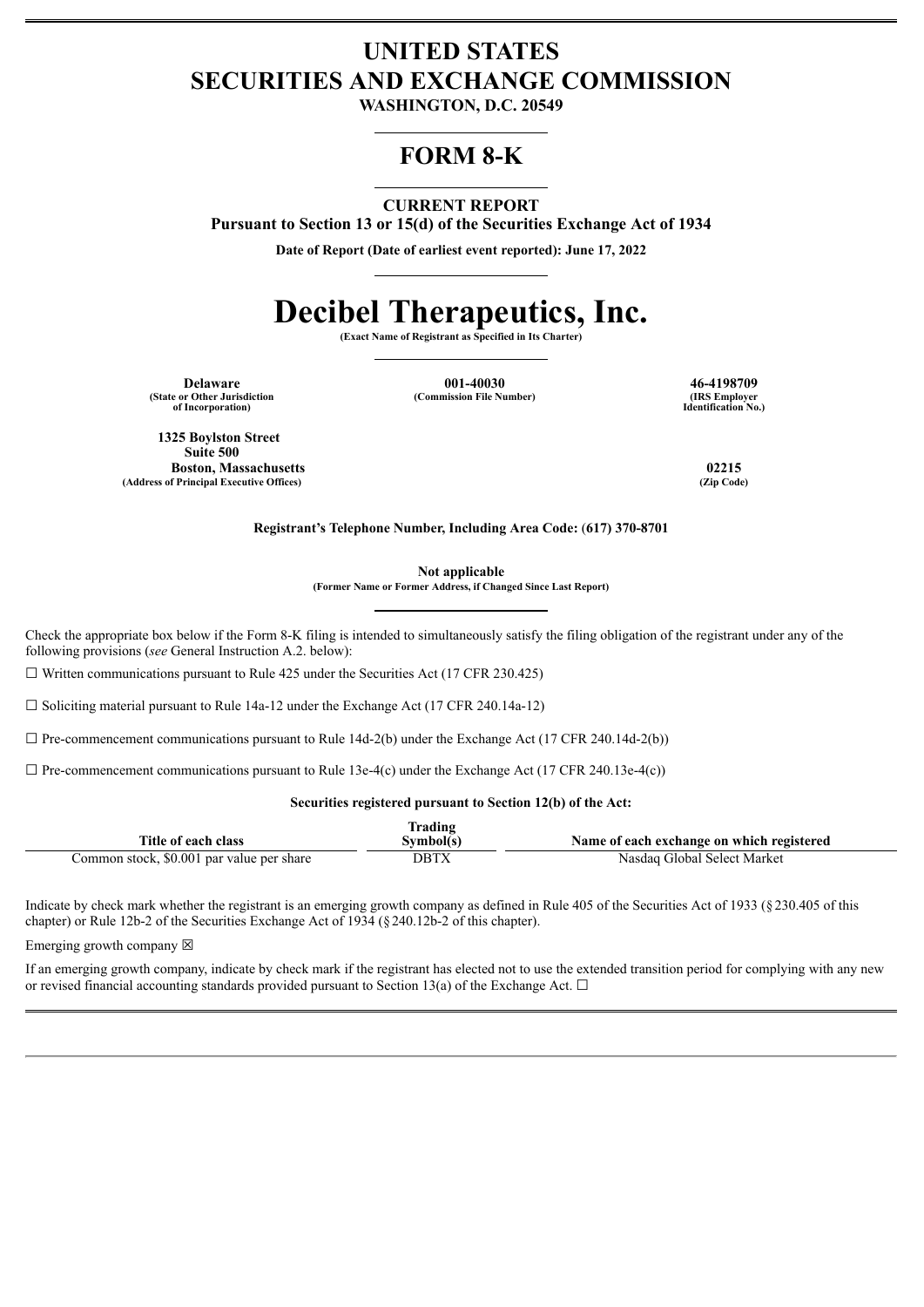# UNITED STATES SECURITIES AND EXCHANGE COMMISSION

**WASHINGTON, D.C. 20549**

## FORM 8-K

**CURRENT REPORT**

**Pursuant to Section 13 or 15(d) of the Securities Exchange Act of 1934**

**Date of Report (Date of earliest event reported): June 17, 2022**

# Decibel Therapeutics, Inc.

**(Exact Name of Registrant as Specified in Its Charter)**

| **Delaware** | **001-40030** | **46-4198709** |
|---|---|---|
| (State or Other Jurisdiction of Incorporation) | (Commission File Number) | (IRS Employer Identification No.) |

| **1325 Boylston Street Suite 500 Boston, Massachusetts** | **02215** |
|---|---|
| (Address of Principal Executive Offices) | (Zip Code) |

**Registrant's Telephone Number, Including Area Code: (617) 370-8701**

**Not applicable**

**(Former Name or Former Address, if Changed Since Last Report)**

Check the appropriate box below if the Form 8-K filing is intended to simultaneously satisfy the filing obligation of the registrant under any of the following provisions (*see* General Instruction A.2. below):

☐ Written communications pursuant to Rule 425 under the Securities Act (17 CFR 230.425)

☐ Soliciting material pursuant to Rule 14a-12 under the Exchange Act (17 CFR 240.14a-12)

☐ Pre-commencement communications pursuant to Rule 14d-2(b) under the Exchange Act (17 CFR 240.14d-2(b))

☐ Pre-commencement communications pursuant to Rule 13e-4(c) under the Exchange Act (17 CFR 240.13e-4(c))

**Securities registered pursuant to Section 12(b) of the Act:**

| Title of each class | Trading Symbol(s) | Name of each exchange on which registered |
|---|---|---|
| Common stock, $0.001 par value per share | DBTX | Nasdaq Global Select Market |

Indicate by check mark whether the registrant is an emerging growth company as defined in Rule 405 of the Securities Act of 1933 (§230.405 of this chapter) or Rule 12b-2 of the Securities Exchange Act of 1934 (§240.12b-2 of this chapter).

Emerging growth company ☒

If an emerging growth company, indicate by check mark if the registrant has elected not to use the extended transition period for complying with any new or revised financial accounting standards provided pursuant to Section 13(a) of the Exchange Act. ☐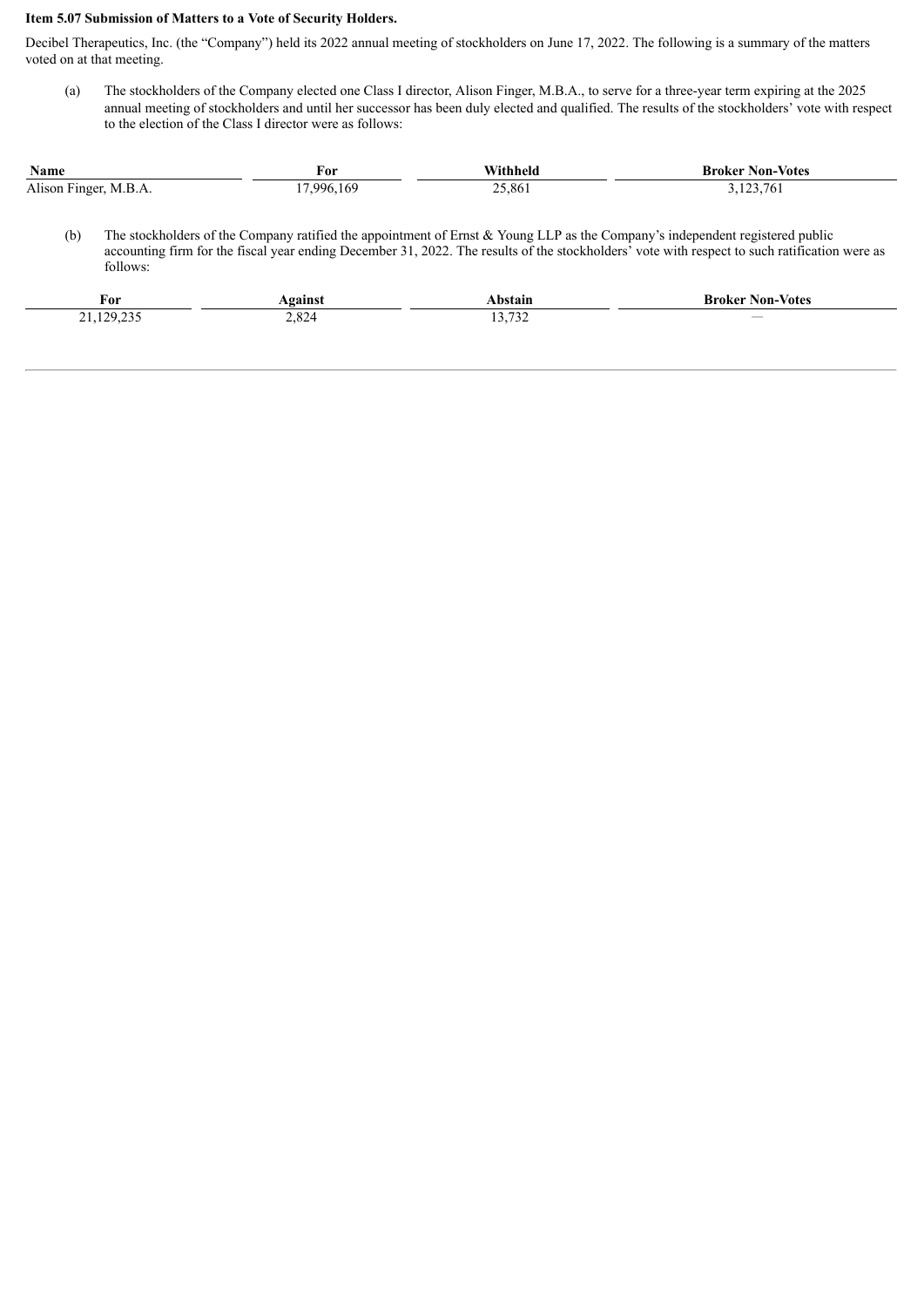**Item 5.07 Submission of Matters to a Vote of Security Holders.**

Decibel Therapeutics, Inc. (the "Company") held its 2022 annual meeting of stockholders on June 17, 2022. The following is a summary of the matters voted on at that meeting.

(a) The stockholders of the Company elected one Class I director, Alison Finger, M.B.A., to serve for a three-year term expiring at the 2025 annual meeting of stockholders and until her successor has been duly elected and qualified. The results of the stockholders' vote with respect to the election of the Class I director were as follows:

| Name | For | Withheld | Broker Non-Votes |
| --- | --- | --- | --- |
| Alison Finger, M.B.A. | 17,996,169 | 25,861 | 3,123,761 |

(b) The stockholders of the Company ratified the appointment of Ernst & Young LLP as the Company's independent registered public accounting firm for the fiscal year ending December 31, 2022. The results of the stockholders' vote with respect to such ratification were as follows:

| For | Against | Abstain | Broker Non-Votes |
| --- | --- | --- | --- |
| 21,129,235 | 2,824 | 13,732 | — |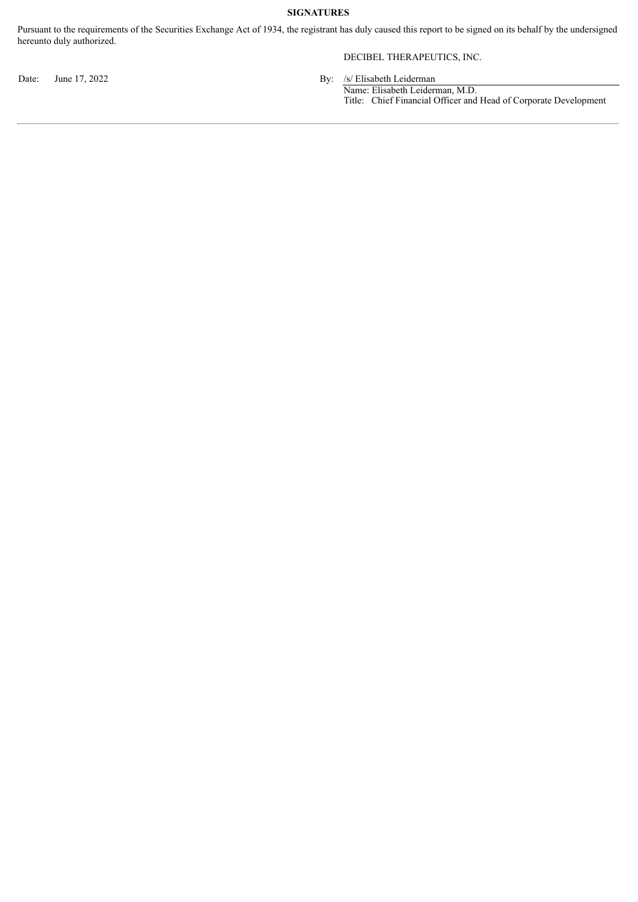**SIGNATURES**

Pursuant to the requirements of the Securities Exchange Act of 1934, the registrant has duly caused this report to be signed on its behalf by the undersigned hereunto duly authorized.

DECIBEL THERAPEUTICS, INC.

Date: June 17, 2022

By: /s/ Elisabeth Leiderman

Name: Elisabeth Leiderman, M.D.

Title: Chief Financial Officer and Head of Corporate Development